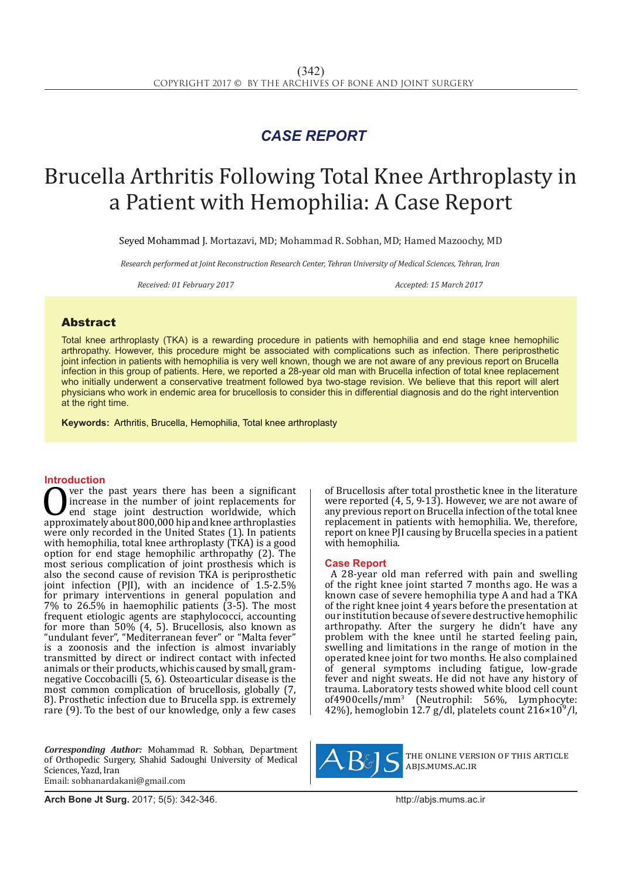## CASE REPORT

# Brucella Arthritis Following Total Knee Arthroplasty in a Patient with Hemophilia: A Case Report

Seyed Mohammad J. Mortazavi, MD; Mohammad R. Sobhan, MD; Hamed Mazoochy, MD

*Research performed at Joint Reconstruction Research Center, Tehran University of Medical Sciences, Tehran, Iran*

*Received: 01 February 2017*

*Accepted: 15 March 2017*

## Abstract

Total knee arthroplasty (TKA) is a rewarding procedure in patients with hemophilia and end stage knee hemophilic arthropathy. However, this procedure might be associated with complications such as infection. There periprosthetic joint infection in patients with hemophilia is very well known, though we are not aware of any previous report on Brucella infection in this group of patients. Here, we reported a 28-year old man with Brucella infection of total knee replacement who initially underwent a conservative treatment followed bya two-stage revision. We believe that this report will alert physicians who work in endemic area for brucellosis to consider this in differential diagnosis and do the right intervention at the right time.

**Keywords:** Arthritis, Brucella, Hemophilia, Total knee arthroplasty

## Introduction

Over the past years there has been a significant increase in the number of joint replacements for end stage joint destruction worldwide, which approximately about 800,000 hip and knee arthroplasties were only recorded in the United States (1). In patients with hemophilia, total knee arthroplasty (TKA) is a good option for end stage hemophilic arthropathy (2). The most serious complication of joint prosthesis which is also the second cause of revision TKA is periprosthetic joint infection (PJI), with an incidence of 1.5-2.5% for primary interventions in general population and 7% to 26.5% in haemophilic patients (3-5). The most frequent etiologic agents are staphylococci, accounting for more than 50% (4, 5). Brucellosis, also known as "undulant fever", "Mediterranean fever" or "Malta fever" is a zoonosis and the infection is almost invariably transmitted by direct or indirect contact with infected animals or their products, whichis caused by small, gram-negative Coccobacilli (5, 6). Osteoarticular disease is the most common complication of brucellosis, globally (7, 8). Prosthetic infection due to Brucella spp. is extremely rare (9). To the best of our knowledge, only a few cases of Brucellosis after total prosthetic knee in the literature were reported (4, 5, 9-13). However, we are not aware of any previous report on Brucella infection of the total knee replacement in patients with hemophilia. We, therefore, report on knee PJI causing by Brucella species in a patient with hemophilia.

## Case Report

A 28-year old man referred with pain and swelling of the right knee joint started 7 months ago. He was a known case of severe hemophilia type A and had a TKA of the right knee joint 4 years before the presentation at our institution because of severe destructive hemophilic arthropathy. After the surgery he didn't have any problem with the knee until he started feeling pain, swelling and limitations in the range of motion in the operated knee joint for two months. He also complained of general symptoms including fatigue, low-grade fever and night sweats. He did not have any history of trauma. Laboratory tests showed white blood cell count of4900cells/mm$^3$ (Neutrophil: 56%, Lymphocyte: 42%), hemoglobin 12.7 g/dl, platelets count 216×10$^9$/l,

***Corresponding Author:*** Mohammad R. Sobhan, Department of Orthopedic Surgery, Shahid Sadoughi University of Medical Sciences, Yazd, Iran
Email: sobhanardakani@gmail.com

THE ONLINE VERSION OF THIS ARTICLE ABJS.MUMS.AC.IR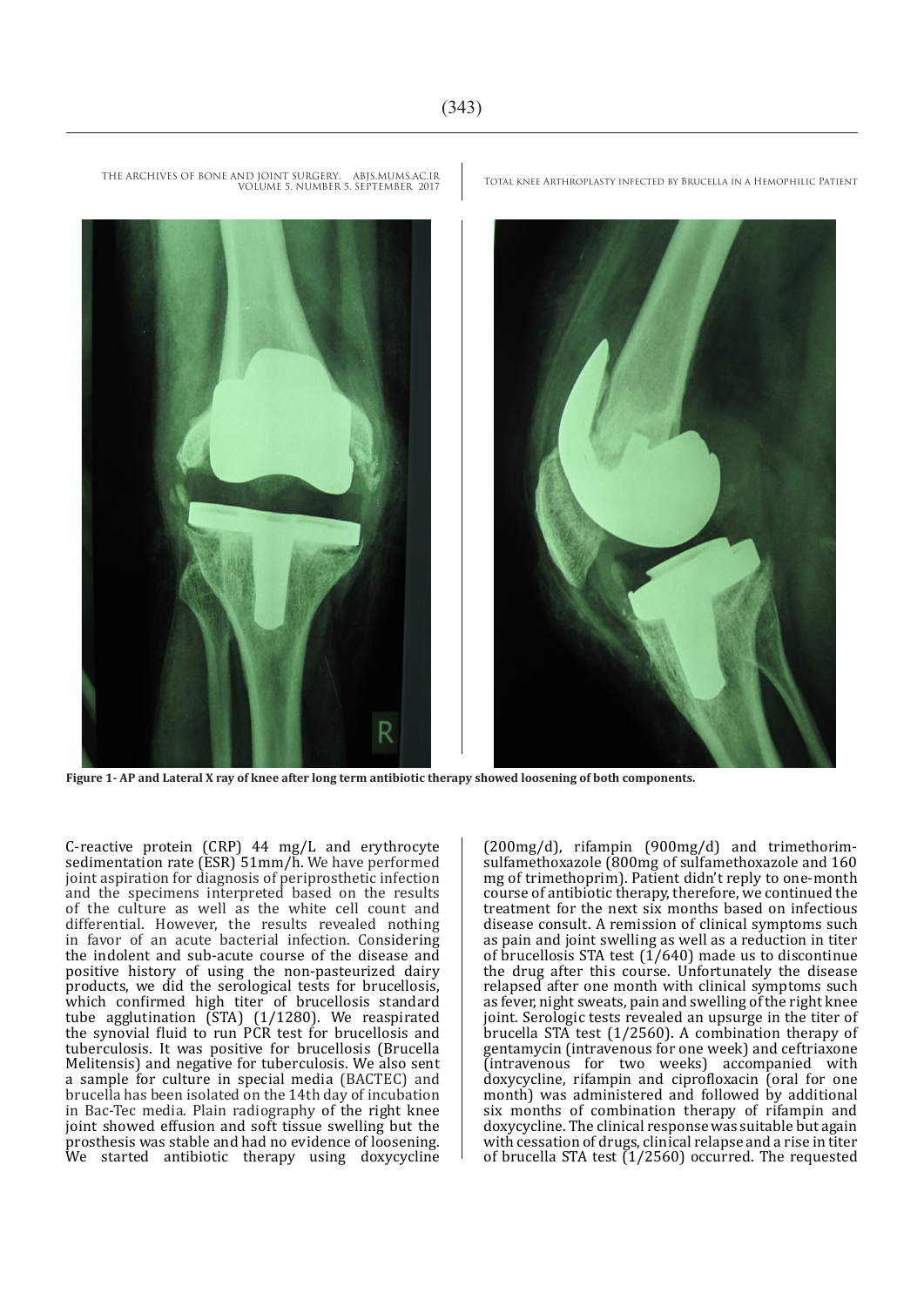**Figure 1- AP and Lateral X ray of knee after long term antibiotic therapy showed loosening of both components.**

C-reactive protein (CRP) 44 mg/L and erythrocyte sedimentation rate (ESR) 51mm/h. We have performed joint aspiration for diagnosis of periprosthetic infection and the specimens interpreted based on the results of the culture as well as the white cell count and differential. However, the results revealed nothing in favor of an acute bacterial infection. Considering the indolent and sub-acute course of the disease and positive history of using the non-pasteurized dairy products, we did the serological tests for brucellosis, which confirmed high titer of brucellosis standard tube agglutination (STA) (1/1280). We reaspirated the synovial fluid to run PCR test for brucellosis and tuberculosis. It was positive for brucellosis (Brucella Melitensis) and negative for tuberculosis. We also sent a sample for culture in special media (BACTEC) and brucella has been isolated on the 14th day of incubation in Bac-Tec media. Plain radiography of the right knee joint showed effusion and soft tissue swelling but the prosthesis was stable and had no evidence of loosening. We started antibiotic therapy using doxycycline (200mg/d), rifampin (900mg/d) and trimethorim-sulfamethoxazole (800mg of sulfamethoxazole and 160 mg of trimethoprim). Patient didn't reply to one-month course of antibiotic therapy, therefore, we continued the treatment for the next six months based on infectious disease consult. A remission of clinical symptoms such as pain and joint swelling as well as a reduction in titer of brucellosis STA test (1/640) made us to discontinue the drug after this course. Unfortunately the disease relapsed after one month with clinical symptoms such as fever, night sweats, pain and swelling of the right knee joint. Serologic tests revealed an upsurge in the titer of brucella STA test (1/2560). A combination therapy of gentamycin (intravenous for one week) and ceftriaxone (intravenous for two weeks) accompanied with doxycycline, rifampin and ciprofloxacin (oral for one month) was administered and followed by additional six months of combination therapy of rifampin and doxycycline. The clinical response was suitable but again with cessation of drugs, clinical relapse and a rise in titer of brucella STA test (1/2560) occurred. The requested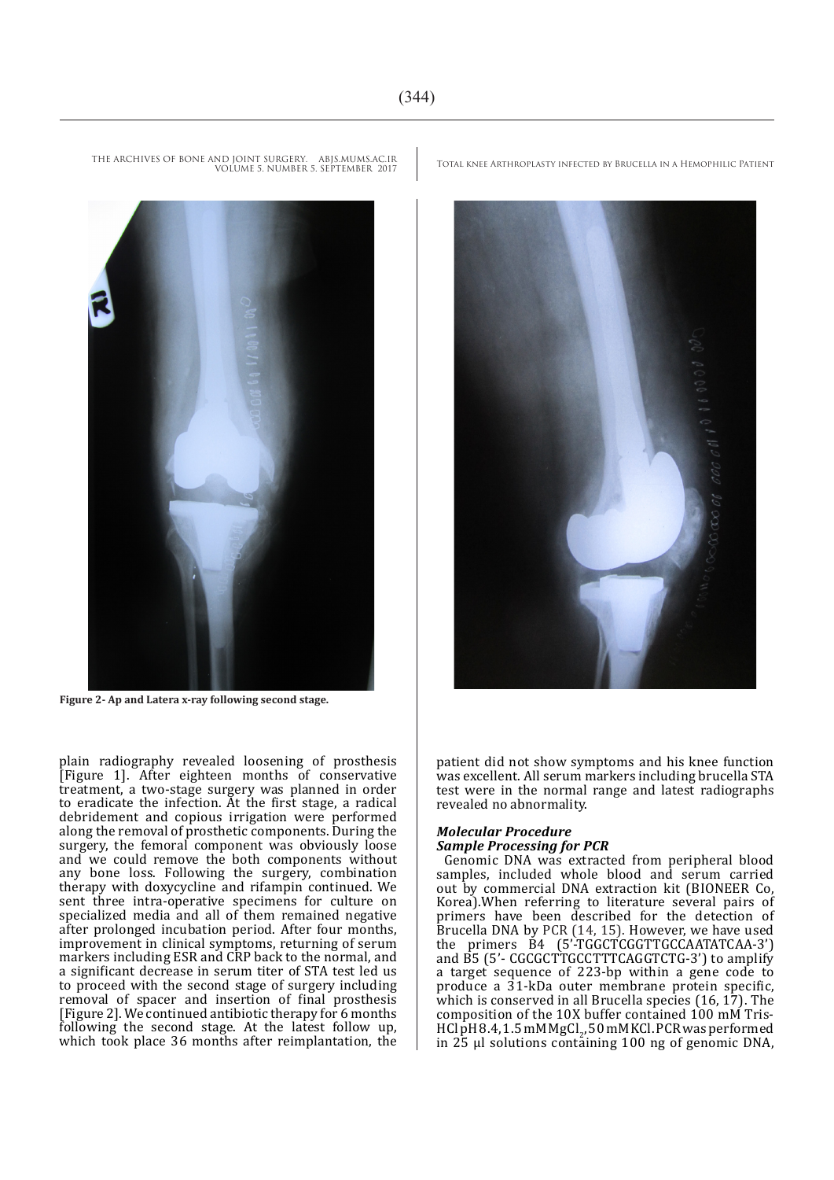Figure 2- Ap and Latera x-ray following second stage.

plain radiography revealed loosening of prosthesis [Figure 1]. After eighteen months of conservative treatment, a two-stage surgery was planned in order to eradicate the infection. At the first stage, a radical debridement and copious irrigation were performed along the removal of prosthetic components. During the surgery, the femoral component was obviously loose and we could remove the both components without any bone loss. Following the surgery, combination therapy with doxycycline and rifampin continued. We sent three intra-operative specimens for culture on specialized media and all of them remained negative after prolonged incubation period. After four months, improvement in clinical symptoms, returning of serum markers including ESR and CRP back to the normal, and a significant decrease in serum titer of STA test led us to proceed with the second stage of surgery including removal of spacer and insertion of final prosthesis [Figure 2]. We continued antibiotic therapy for 6 months following the second stage. At the latest follow up, which took place 36 months after reimplantation, the patient did not show symptoms and his knee function was excellent. All serum markers including brucella STA test were in the normal range and latest radiographs revealed no abnormality.

### *Molecular Procedure*

#### *Sample Processing for PCR*

Genomic DNA was extracted from peripheral blood samples, included whole blood and serum carried out by commercial DNA extraction kit (BIONEER Co, Korea).When referring to literature several pairs of primers have been described for the detection of Brucella DNA by PCR (14, 15). However, we have used the primers B4 (5'-TGGCTCGGTTGCCAATATCAA-3') and B5 (5'- CGCGCTTGCCTTTCAGGTCTG-3') to amplify a target sequence of 223-bp within a gene code to produce a 31-kDa outer membrane protein specific, which is conserved in all Brucella species (16, 17). The composition of the 10X buffer contained 100 mM Tris-HCl pH 8.4, 1.5 mM $MgCl_2$, 50 mM KCl. PCR was performed in 25 µl solutions containing 100 ng of genomic DNA,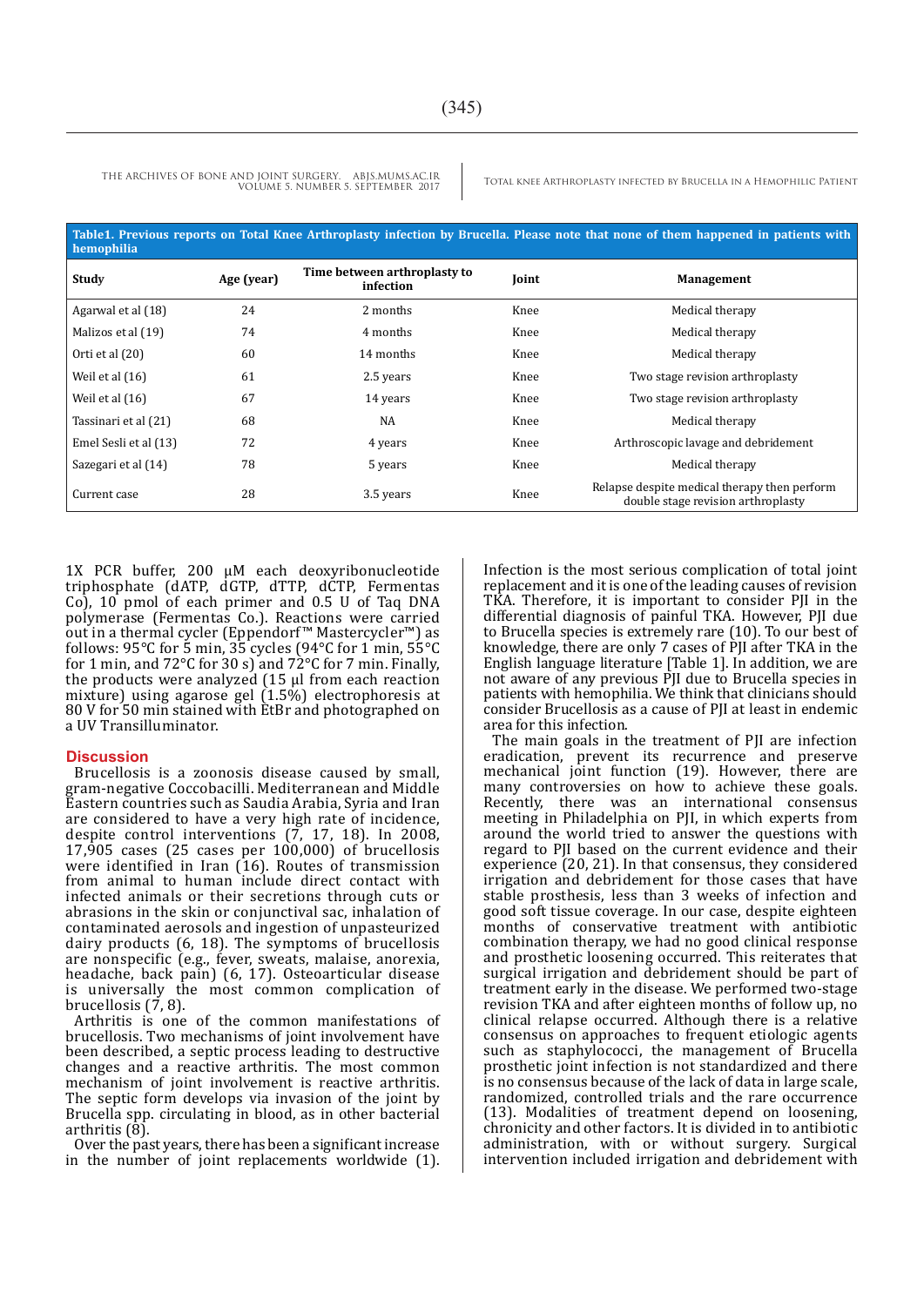**Table1. Previous reports on Total Knee Arthroplasty infection by Brucella. Please note that none of them happened in patients with hemophilia**

| Study | Age (year) | Time between arthroplasty to infection | Joint | Management |
|---|---|---|---|---|
| Agarwal et al (18) | 24 | 2 months | Knee | Medical therapy |
| Malizos et al (19) | 74 | 4 months | Knee | Medical therapy |
| Orti et al (20) | 60 | 14 months | Knee | Medical therapy |
| Weil et al (16) | 61 | 2.5 years | Knee | Two stage revision arthroplasty |
| Weil et al (16) | 67 | 14 years | Knee | Two stage revision arthroplasty |
| Tassinari et al (21) | 68 | NA | Knee | Medical therapy |
| Emel Sesli et al (13) | 72 | 4 years | Knee | Arthroscopic lavage and debridement |
| Sazegari et al (14) | 78 | 5 years | Knee | Medical therapy |
| Current case | 28 | 3.5 years | Knee | Relapse despite medical therapy then perform double stage revision arthroplasty |

1X PCR buffer, 200 µM each deoxyribonucleotide triphosphate (dATP, dGTP, dTTP, dCTP, Fermentas Co), 10 pmol of each primer and 0.5 U of Taq DNA polymerase (Fermentas Co.). Reactions were carried out in a thermal cycler (Eppendorf™ Mastercycler™) as follows: 95°C for 5 min, 35 cycles (94°C for 1 min, 55°C for 1 min, and 72°C for 30 s) and 72°C for 7 min. Finally, the products were analyzed (15 µl from each reaction mixture) using agarose gel (1.5%) electrophoresis at 80 V for 50 min stained with EtBr and photographed on a UV Transilluminator.

## Discussion

Brucellosis is a zoonosis disease caused by small, gram-negative Coccobacilli. Mediterranean and Middle Eastern countries such as Saudia Arabia, Syria and Iran are considered to have a very high rate of incidence, despite control interventions (7, 17, 18). In 2008, 17,905 cases (25 cases per 100,000) of brucellosis were identified in Iran (16). Routes of transmission from animal to human include direct contact with infected animals or their secretions through cuts or abrasions in the skin or conjunctival sac, inhalation of contaminated aerosols and ingestion of unpasteurized dairy products (6, 18). The symptoms of brucellosis are nonspecific (e.g., fever, sweats, malaise, anorexia, headache, back pain) (6, 17). Osteoarticular disease is universally the most common complication of brucellosis (7, 8).

Arthritis is one of the common manifestations of brucellosis. Two mechanisms of joint involvement have been described, a septic process leading to destructive changes and a reactive arthritis. The most common mechanism of joint involvement is reactive arthritis. The septic form develops via invasion of the joint by Brucella spp. circulating in blood, as in other bacterial arthritis (8).

Over the past years, there has been a significant increase in the number of joint replacements worldwide (1). Infection is the most serious complication of total joint replacement and it is one of the leading causes of revision TKA. Therefore, it is important to consider PJI in the differential diagnosis of painful TKA. However, PJI due to Brucella species is extremely rare (10). To our best of knowledge, there are only 7 cases of PJI after TKA in the English language literature [Table 1]. In addition, we are not aware of any previous PJI due to Brucella species in patients with hemophilia. We think that clinicians should consider Brucellosis as a cause of PJI at least in endemic area for this infection.

The main goals in the treatment of PJI are infection eradication, prevent its recurrence and preserve mechanical joint function (19). However, there are many controversies on how to achieve these goals. Recently, there was an international consensus meeting in Philadelphia on PJI, in which experts from around the world tried to answer the questions with regard to PJI based on the current evidence and their experience (20, 21). In that consensus, they considered irrigation and debridement for those cases that have stable prosthesis, less than 3 weeks of infection and good soft tissue coverage. In our case, despite eighteen months of conservative treatment with antibiotic combination therapy, we had no good clinical response and prosthetic loosening occurred. This reiterates that surgical irrigation and debridement should be part of treatment early in the disease. We performed two-stage revision TKA and after eighteen months of follow up, no clinical relapse occurred. Although there is a relative consensus on approaches to frequent etiologic agents such as staphylococci, the management of Brucella prosthetic joint infection is not standardized and there is no consensus because of the lack of data in large scale, randomized, controlled trials and the rare occurrence (13). Modalities of treatment depend on loosening, chronicity and other factors. It is divided in to antibiotic administration, with or without surgery. Surgical intervention included irrigation and debridement with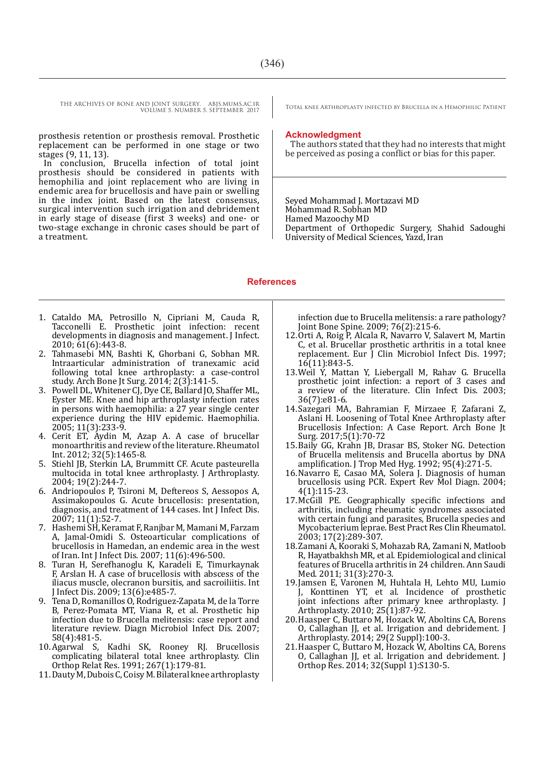prosthesis retention or prosthesis removal. Prosthetic replacement can be performed in one stage or two stages (9, 11, 13).

In conclusion, Brucella infection of total joint prosthesis should be considered in patients with hemophilia and joint replacement who are living in endemic area for brucellosis and have pain or swelling in the index joint. Based on the latest consensus, surgical intervention such irrigation and debridement in early stage of disease (first 3 weeks) and one- or two-stage exchange in chronic cases should be part of a treatment.

## Acknowledgment

The authors stated that they had no interests that might be perceived as posing a conflict or bias for this paper.

Seyed Mohammad J. Mortazavi MD
Mohammad R. Sobhan MD
Hamed Mazoochy MD
Department of Orthopedic Surgery, Shahid Sadoughi University of Medical Sciences, Yazd, Iran

## References

1. Cataldo MA, Petrosillo N, Cipriani M, Cauda R, Tacconelli E. Prosthetic joint infection: recent developments in diagnosis and management. J Infect. 2010; 61(6):443-8.
2. Tahmasebi MN, Bashti K, Ghorbani G, Sobhan MR. Intraarticular administration of tranexamic acid following total knee arthroplasty: a case-control study. Arch Bone Jt Surg. 2014; 2(3):141-5.
3. Powell DL, Whitener CJ, Dye CE, Ballard JO, Shaffer ML, Eyster ME. Knee and hip arthroplasty infection rates in persons with haemophilia: a 27 year single center experience during the HIV epidemic. Haemophilia. 2005; 11(3):233-9.
4. Cerit ET, Aydin M, Azap A. A case of brucellar monoarthritis and review of the literature. Rheumatol Int. 2012; 32(5):1465-8.
5. Stiehl JB, Sterkin LA, Brummitt CF. Acute pasteurella multocida in total knee arthroplasty. J Arthroplasty. 2004; 19(2):244-7.
6. Andriopoulos P, Tsironi M, Deftereos S, Aessopos A, Assimakopoulos G. Acute brucellosis: presentation, diagnosis, and treatment of 144 cases. Int J Infect Dis. 2007; 11(1):52-7.
7. Hashemi SH, Keramat F, Ranjbar M, Mamani M, Farzam A, Jamal-Omidi S. Osteoarticular complications of brucellosis in Hamedan, an endemic area in the west of Iran. Int J Infect Dis. 2007; 11(6):496-500.
8. Turan H, Serefhanoglu K, Karadeli E, Timurkaynak F, Arslan H. A case of brucellosis with abscess of the iliacus muscle, olecranon bursitis, and sacroiliitis. Int J Infect Dis. 2009; 13(6):e485-7.
9. Tena D, Romanillos O, Rodriguez-Zapata M, de la Torre B, Perez-Pomata MT, Viana R, et al. Prosthetic hip infection due to Brucella melitensis: case report and literature review. Diagn Microbiol Infect Dis. 2007; 58(4):481-5.
10. Agarwal S, Kadhi SK, Rooney RJ. Brucellosis complicating bilateral total knee arthroplasty. Clin Orthop Relat Res. 1991; 267(1):179-81.
11. Dauty M, Dubois C, Coisy M. Bilateral knee arthroplasty infection due to Brucella melitensis: a rare pathology? Joint Bone Spine. 2009; 76(2):215-6.
12. Orti A, Roig P, Alcala R, Navarro V, Salavert M, Martin C, et al. Brucellar prosthetic arthritis in a total knee replacement. Eur J Clin Microbiol Infect Dis. 1997; 16(11):843-5.
13. Weil Y, Mattan Y, Liebergall M, Rahav G. Brucella prosthetic joint infection: a report of 3 cases and a review of the literature. Clin Infect Dis. 2003; 36(7):e81-6.
14. Sazegari MA, Bahramian F, Mirzaee F, Zafarani Z, Aslani H. Loosening of Total Knee Arthroplasty after Brucellosis Infection: A Case Report. Arch Bone Jt Surg. 2017;5(1):70-72
15. Baily GG, Krahn JB, Drasar BS, Stoker NG. Detection of Brucella melitensis and Brucella abortus by DNA amplification. J Trop Med Hyg. 1992; 95(4):271-5.
16. Navarro E, Casao MA, Solera J. Diagnosis of human brucellosis using PCR. Expert Rev Mol Diagn. 2004; 4(1):115-23.
17. McGill PE. Geographically specific infections and arthritis, including rheumatic syndromes associated with certain fungi and parasites, Brucella species and Mycobacterium leprae. Best Pract Res Clin Rheumatol. 2003; 17(2):289-307.
18. Zamani A, Kooraki S, Mohazab RA, Zamani N, Matloob R, Hayatbakhsh MR, et al. Epidemiological and clinical features of Brucella arthritis in 24 children. Ann Saudi Med. 2011; 31(3):270-3.
19. Jamsen E, Varonen M, Huhtala H, Lehto MU, Lumio J, Konttinen YT, et al. Incidence of prosthetic joint infections after primary knee arthroplasty. J Arthroplasty. 2010; 25(1):87-92.
20. Haasper C, Buttaro M, Hozack W, Aboltins CA, Borens O, Callaghan JJ, et al. Irrigation and debridement. J Arthroplasty. 2014; 29(2 Suppl):100-3.
21. Haasper C, Buttaro M, Hozack W, Aboltins CA, Borens O, Callaghan JJ, et al. Irrigation and debridement. J Orthop Res. 2014; 32(Suppl 1):S130-5.